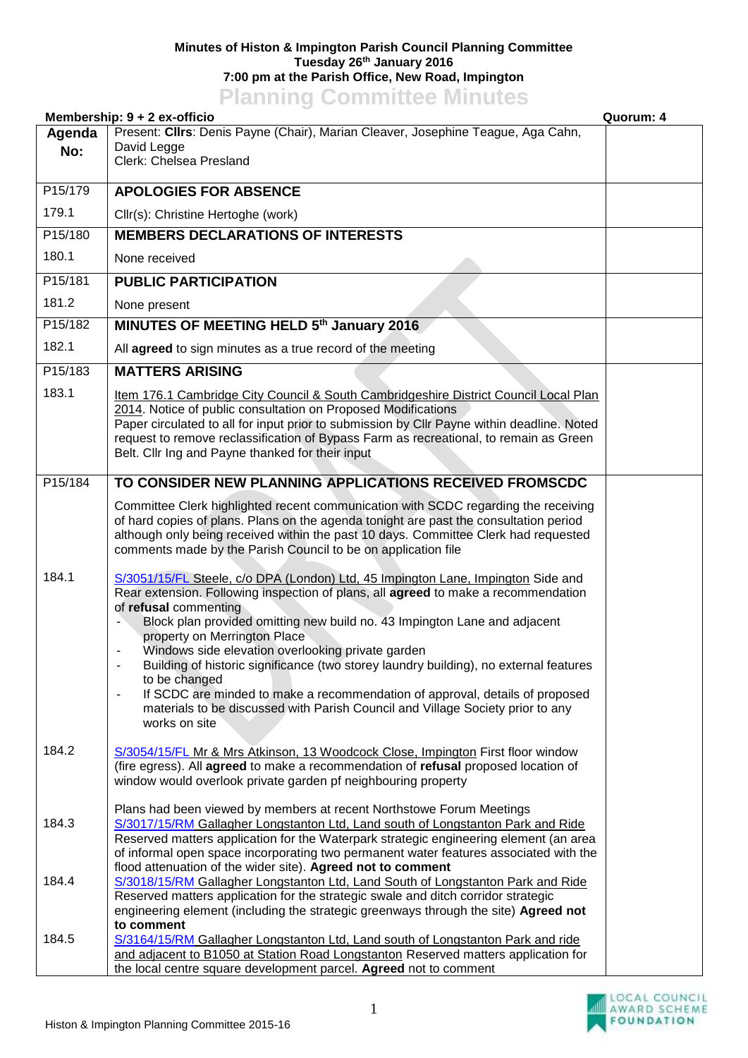**Minutes of Histon & Impington Parish Council Planning Committee**
**Tuesday 26th January 2016**
**7:00 pm at the Parish Office, New Road, Impington**

# Planning Committee Minutes

**Membership: 9 + 2 ex-officio** **Quorum: 4**

| Agenda No: | Present: **Cllrs**: Denis Payne (Chair), Marian Cleaver, Josephine Teague, Aga Cahn, David Legge<br>Clerk: Chelsea Presland | |
|---|---|---|
| P15/179 | **APOLOGIES FOR ABSENCE** | |
| 179.1 | Cllr(s): Christine Hertoghe (work) | |
| P15/180 | **MEMBERS DECLARATIONS OF INTERESTS** | |
| 180.1 | None received | |
| P15/181 | **PUBLIC PARTICIPATION** | |
| 181.2 | None present | |
| P15/182 | **MINUTES OF MEETING HELD 5th January 2016** | |
| 182.1 | All **agreed** to sign minutes as a true record of the meeting | |
| P15/183 | **MATTERS ARISING** | |
| 183.1 | Item 176.1 Cambridge City Council & South Cambridgeshire District Council Local Plan 2014. Notice of public consultation on Proposed Modifications<br>Paper circulated to all for input prior to submission by Cllr Payne within deadline. Noted request to remove reclassification of Bypass Farm as recreational, to remain as Green Belt. Cllr Ing and Payne thanked for their input | |
| P15/184 | **TO CONSIDER NEW PLANNING APPLICATIONS RECEIVED FROMSCDC** | |
| | Committee Clerk highlighted recent communication with SCDC regarding the receiving of hard copies of plans. Plans on the agenda tonight are past the consultation period although only being received within the past 10 days. Committee Clerk had requested comments made by the Parish Council to be on application file | |
| 184.1 | S/3051/15/FL Steele, c/o DPA (London) Ltd, 45 Impington Lane, Impington Side and Rear extension. Following inspection of plans, all **agreed** to make a recommendation of **refusal** commenting<br>- Block plan provided omitting new build no. 43 Impington Lane and adjacent property on Merrington Place<br>- Windows side elevation overlooking private garden<br>- Building of historic significance (two storey laundry building), no external features to be changed<br>- If SCDC are minded to make a recommendation of approval, details of proposed materials to be discussed with Parish Council and Village Society prior to any works on site | |
| 184.2 | S/3054/15/FL Mr & Mrs Atkinson, 13 Woodcock Close, Impington First floor window (fire egress). All **agreed** to make a recommendation of **refusal** proposed location of window would overlook private garden pf neighbouring property | |
| | Plans had been viewed by members at recent Northstowe Forum Meetings | |
| 184.3 | S/3017/15/RM Gallagher Longstanton Ltd, Land south of Longstanton Park and Ride Reserved matters application for the Waterpark strategic engineering element (an area of informal open space incorporating two permanent water features associated with the flood attenuation of the wider site). **Agreed not to comment** | |
| 184.4 | S/3018/15/RM Gallagher Longstanton Ltd, Land South of Longstanton Park and Ride Reserved matters application for the strategic swale and ditch corridor strategic engineering element (including the strategic greenways through the site) **Agreed not to comment** | |
| 184.5 | S/3164/15/RM Gallagher Longstanton Ltd, Land south of Longstanton Park and ride and adjacent to B1050 at Station Road Longstanton Reserved matters application for the local centre square development parcel. **Agreed** not to comment | |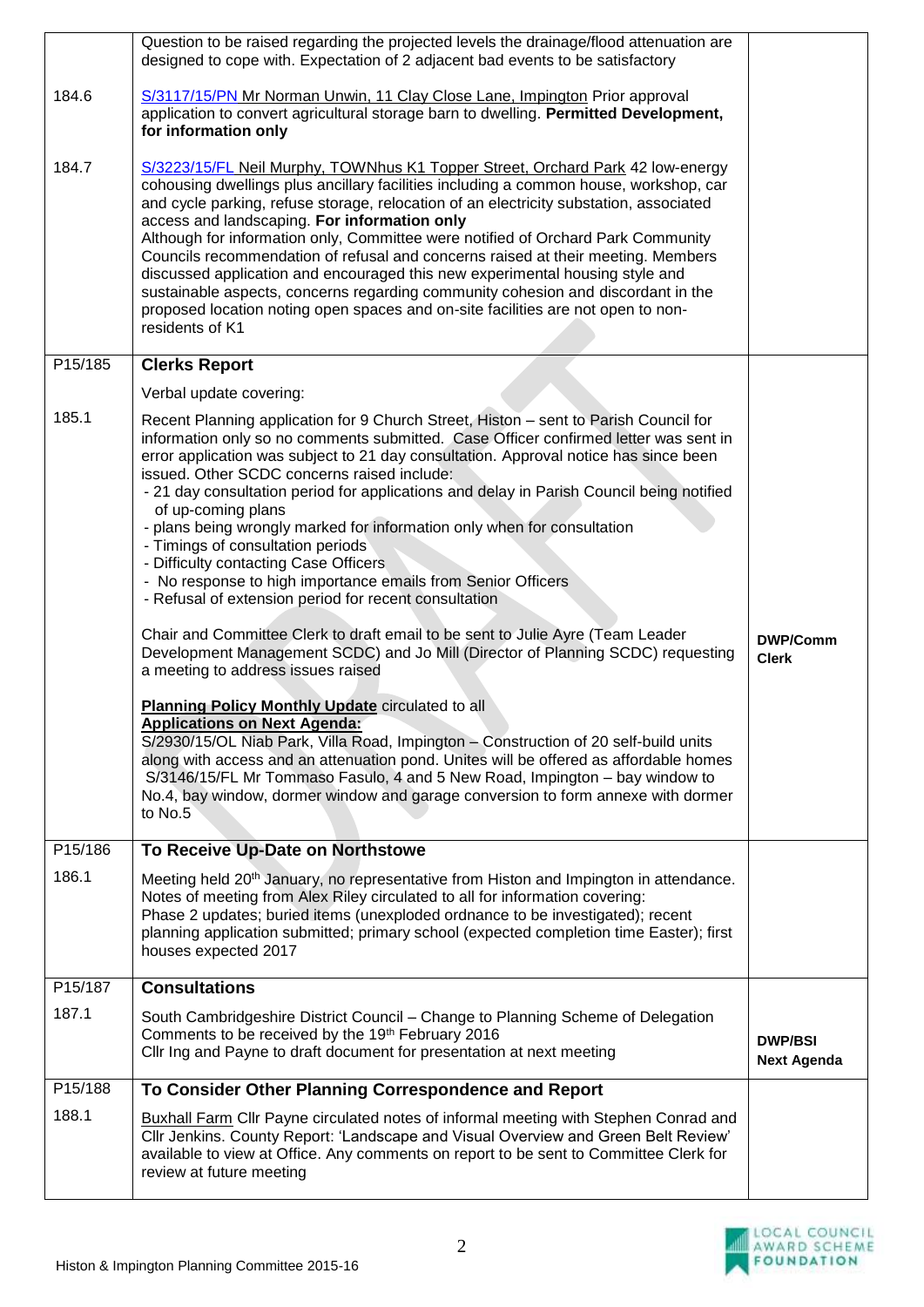| | | |
|---|---|---|
| | Question to be raised regarding the projected levels the drainage/flood attenuation are designed to cope with. Expectation of 2 adjacent bad events to be satisfactory | |
| 184.6 | S/3117/15/PN Mr Norman Unwin, 11 Clay Close Lane, Impington Prior approval application to convert agricultural storage barn to dwelling. **Permitted Development, for information only** | |
| 184.7 | S/3223/15/FL Neil Murphy, TOWNhus K1 Topper Street, Orchard Park 42 low-energy cohousing dwellings plus ancillary facilities including a common house, workshop, car and cycle parking, refuse storage, relocation of an electricity substation, associated access and landscaping. **For information only**<br>Although for information only, Committee were notified of Orchard Park Community Councils recommendation of refusal and concerns raised at their meeting. Members discussed application and encouraged this new experimental housing style and sustainable aspects, concerns regarding community cohesion and discordant in the proposed location noting open spaces and on-site facilities are not open to non-residents of K1 | |
| P15/185 | **Clerks Report** | |
| | Verbal update covering: | |
| 185.1 | Recent Planning application for 9 Church Street, Histon – sent to Parish Council for information only so no comments submitted. Case Officer confirmed letter was sent in error application was subject to 21 day consultation. Approval notice has since been issued. Other SCDC concerns raised include:<br>- 21 day consultation period for applications and delay in Parish Council being notified of up-coming plans<br>- plans being wrongly marked for information only when for consultation<br>- Timings of consultation periods<br>- Difficulty contacting Case Officers<br>- No response to high importance emails from Senior Officers<br>- Refusal of extension period for recent consultation<br><br>Chair and Committee Clerk to draft email to be sent to Julie Ayre (Team Leader Development Management SCDC) and Jo Mill (Director of Planning SCDC) requesting a meeting to address issues raised<br><br>**Planning Policy Monthly Update** circulated to all<br>**Applications on Next Agenda:**<br>S/2930/15/OL Niab Park, Villa Road, Impington – Construction of 20 self-build units along with access and an attenuation pond. Unites will be offered as affordable homes<br>S/3146/15/FL Mr Tommaso Fasulo, 4 and 5 New Road, Impington – bay window to No.4, bay window, dormer window and garage conversion to form annexe with dormer to No.5 | **DWP/Comm Clerk** |
| P15/186 | **To Receive Up-Date on Northstowe** | |
| 186.1 | Meeting held 20th January, no representative from Histon and Impington in attendance. Notes of meeting from Alex Riley circulated to all for information covering:<br>Phase 2 updates; buried items (unexploded ordnance to be investigated); recent planning application submitted; primary school (expected completion time Easter); first houses expected 2017 | |
| P15/187 | **Consultations** | |
| 187.1 | South Cambridgeshire District Council – Change to Planning Scheme of Delegation<br>Comments to be received by the 19th February 2016<br>Cllr Ing and Payne to draft document for presentation at next meeting | **DWP/BSI Next Agenda** |
| P15/188 | **To Consider Other Planning Correspondence and Report** | |
| 188.1 | Buxhall Farm Cllr Payne circulated notes of informal meeting with Stephen Conrad and Cllr Jenkins. County Report: 'Landscape and Visual Overview and Green Belt Review' available to view at Office. Any comments on report to be sent to Committee Clerk for review at future meeting | |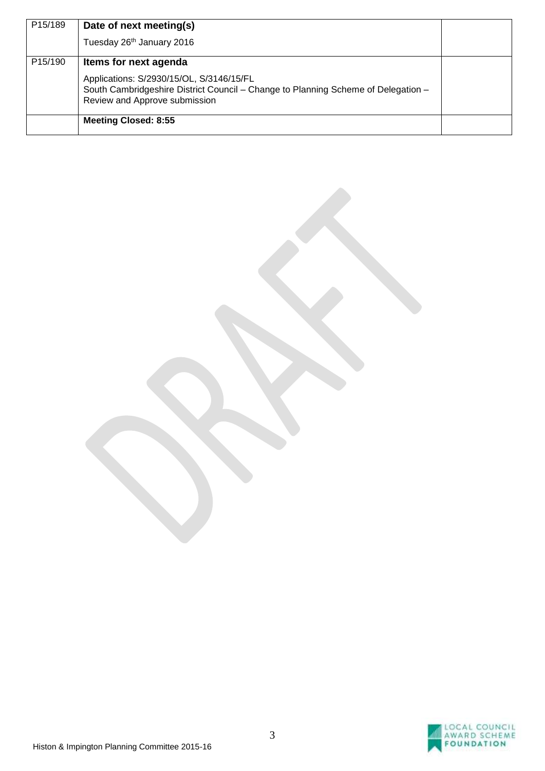| | | |
|---|---|---|
| P15/189 | **Date of next meeting(s)**<br>Tuesday 26th January 2016 | |
| P15/190 | **Items for next agenda**<br>Applications: S/2930/15/OL, S/3146/15/FL<br>South Cambridgeshire District Council – Change to Planning Scheme of Delegation – Review and Approve submission | |
| | **Meeting Closed: 8:55** | |

DRAFT